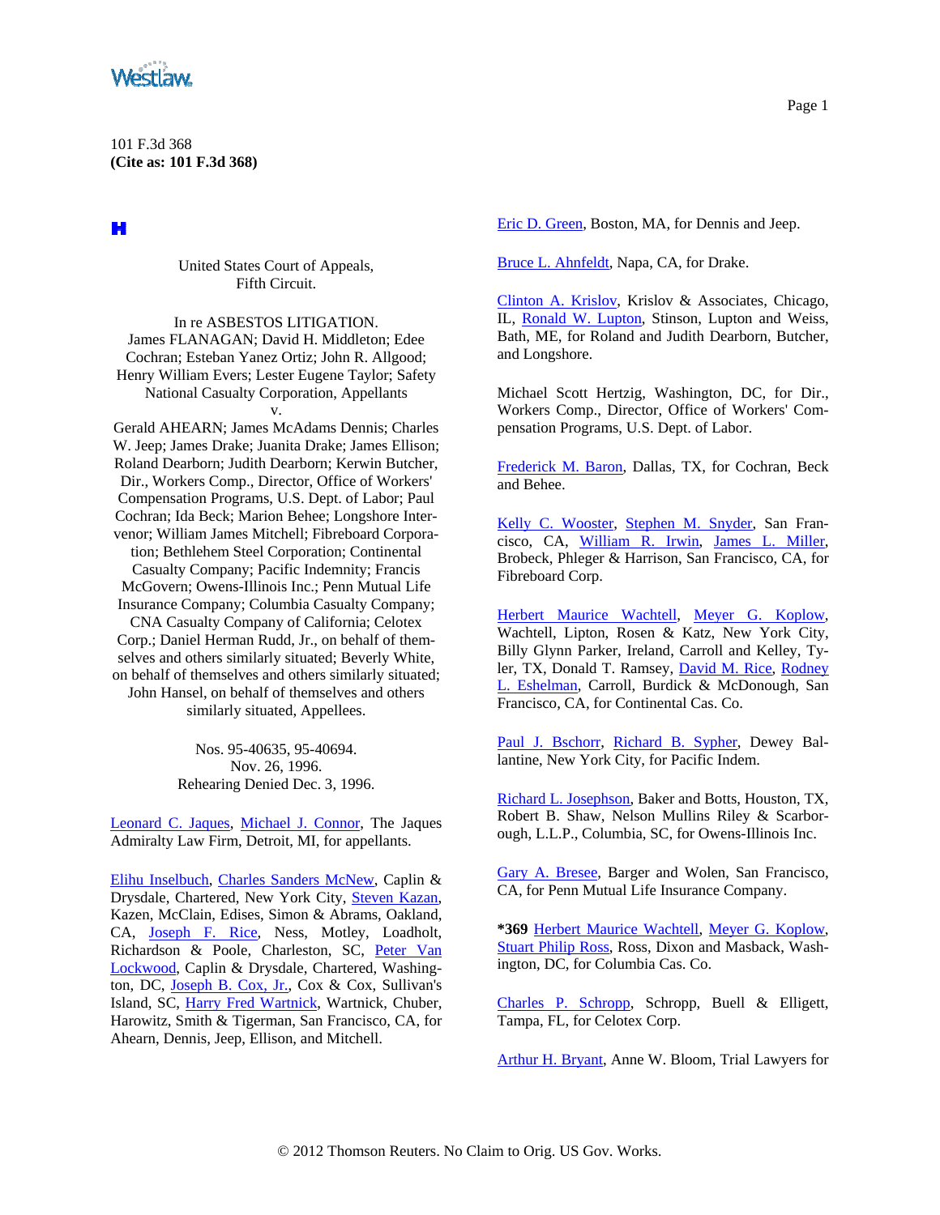101 F.3d 368
**(Cite as: 101 F.3d 368)**

United States Court of Appeals,
Fifth Circuit.

In re ASBESTOS LITIGATION.
James FLANAGAN; David H. Middleton; Edee Cochran; Esteban Yanez Ortiz; John R. Allgood; Henry William Evers; Lester Eugene Taylor; Safety National Casualty Corporation, Appellants
v.
Gerald AHEARN; James McAdams Dennis; Charles W. Jeep; James Drake; Juanita Drake; James Ellison; Roland Dearborn; Judith Dearborn; Kerwin Butcher, Dir., Workers Comp., Director, Office of Workers' Compensation Programs, U.S. Dept. of Labor; Paul Cochran; Ida Beck; Marion Behee; Longshore Intervenor; William James Mitchell; Fibreboard Corporation; Bethlehem Steel Corporation; Continental Casualty Company; Pacific Indemnity; Francis McGovern; Owens-Illinois Inc.; Penn Mutual Life Insurance Company; Columbia Casualty Company; CNA Casualty Company of California; Celotex Corp.; Daniel Herman Rudd, Jr., on behalf of themselves and others similarly situated; Beverly White, on behalf of themselves and others similarly situated; John Hansel, on behalf of themselves and others similarly situated, Appellees.

Nos. 95-40635, 95-40694.
Nov. 26, 1996.
Rehearing Denied Dec. 3, 1996.

Leonard C. Jaques, Michael J. Connor, The Jaques Admiralty Law Firm, Detroit, MI, for appellants.

Elihu Inselbuch, Charles Sanders McNew, Caplin & Drysdale, Chartered, New York City, Steven Kazan, Kazen, McClain, Edises, Simon & Abrams, Oakland, CA, Joseph F. Rice, Ness, Motley, Loadholt, Richardson & Poole, Charleston, SC, Peter Van Lockwood, Caplin & Drysdale, Chartered, Washington, DC, Joseph B. Cox, Jr., Cox & Cox, Sullivan's Island, SC, Harry Fred Wartnick, Wartnick, Chuber, Harowitz, Smith & Tigerman, San Francisco, CA, for Ahearn, Dennis, Jeep, Ellison, and Mitchell.

Eric D. Green, Boston, MA, for Dennis and Jeep.

Bruce L. Ahnfeldt, Napa, CA, for Drake.

Clinton A. Krislov, Krislov & Associates, Chicago, IL, Ronald W. Lupton, Stinson, Lupton and Weiss, Bath, ME, for Roland and Judith Dearborn, Butcher, and Longshore.

Michael Scott Hertzig, Washington, DC, for Dir., Workers Comp., Director, Office of Workers' Compensation Programs, U.S. Dept. of Labor.

Frederick M. Baron, Dallas, TX, for Cochran, Beck and Behee.

Kelly C. Wooster, Stephen M. Snyder, San Francisco, CA, William R. Irwin, James L. Miller, Brobeck, Phleger & Harrison, San Francisco, CA, for Fibreboard Corp.

Herbert Maurice Wachtell, Meyer G. Koplow, Wachtell, Lipton, Rosen & Katz, New York City, Billy Glynn Parker, Ireland, Carroll and Kelley, Tyler, TX, Donald T. Ramsey, David M. Rice, Rodney L. Eshelman, Carroll, Burdick & McDonough, San Francisco, CA, for Continental Cas. Co.

Paul J. Bschorr, Richard B. Sypher, Dewey Ballantine, New York City, for Pacific Indem.

Richard L. Josephson, Baker and Botts, Houston, TX, Robert B. Shaw, Nelson Mullins Riley & Scarborough, L.L.P., Columbia, SC, for Owens-Illinois Inc.

Gary A. Bresee, Barger and Wolen, San Francisco, CA, for Penn Mutual Life Insurance Company.

**\*369** Herbert Maurice Wachtell, Meyer G. Koplow, Stuart Philip Ross, Ross, Dixon and Masback, Washington, DC, for Columbia Cas. Co.

Charles P. Schropp, Schropp, Buell & Elligett, Tampa, FL, for Celotex Corp.

Arthur H. Bryant, Anne W. Bloom, Trial Lawyers for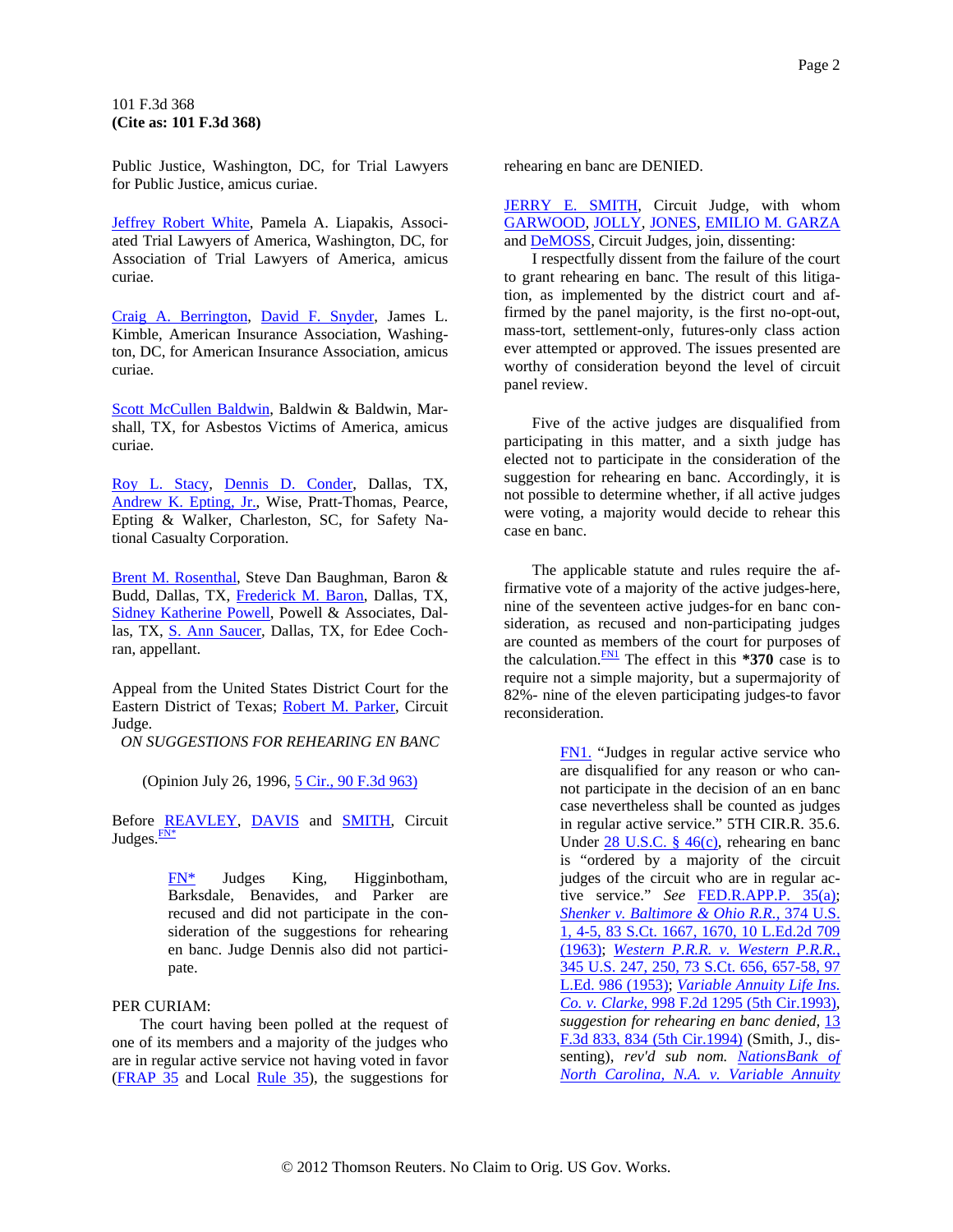Public Justice, Washington, DC, for Trial Lawyers for Public Justice, amicus curiae.

Jeffrey Robert White, Pamela A. Liapakis, Associated Trial Lawyers of America, Washington, DC, for Association of Trial Lawyers of America, amicus curiae.

Craig A. Berrington, David F. Snyder, James L. Kimble, American Insurance Association, Washington, DC, for American Insurance Association, amicus curiae.

Scott McCullen Baldwin, Baldwin & Baldwin, Marshall, TX, for Asbestos Victims of America, amicus curiae.

Roy L. Stacy, Dennis D. Conder, Dallas, TX, Andrew K. Epting, Jr., Wise, Pratt-Thomas, Pearce, Epting & Walker, Charleston, SC, for Safety National Casualty Corporation.

Brent M. Rosenthal, Steve Dan Baughman, Baron & Budd, Dallas, TX, Frederick M. Baron, Dallas, TX, Sidney Katherine Powell, Powell & Associates, Dallas, TX, S. Ann Saucer, Dallas, TX, for Edee Cochran, appellant.

Appeal from the United States District Court for the Eastern District of Texas; Robert M. Parker, Circuit Judge.

*ON SUGGESTIONS FOR REHEARING EN BANC*

(Opinion July 26, 1996, 5 Cir., 90 F.3d 963)

Before REAVLEY, DAVIS and SMITH, Circuit Judges.[FN*]

> FN* Judges King, Higginbotham, Barksdale, Benavides, and Parker are recused and did not participate in the consideration of the suggestions for rehearing en banc. Judge Dennis also did not participate.

PER CURIAM:

The court having been polled at the request of one of its members and a majority of the judges who are in regular active service not having voted in favor (FRAP 35 and Local Rule 35), the suggestions for rehearing en banc are DENIED.

JERRY E. SMITH, Circuit Judge, with whom GARWOOD, JOLLY, JONES, EMILIO M. GARZA and DeMOSS, Circuit Judges, join, dissenting:

I respectfully dissent from the failure of the court to grant rehearing en banc. The result of this litigation, as implemented by the district court and affirmed by the panel majority, is the first no-opt-out, mass-tort, settlement-only, futures-only class action ever attempted or approved. The issues presented are worthy of consideration beyond the level of circuit panel review.

Five of the active judges are disqualified from participating in this matter, and a sixth judge has elected not to participate in the consideration of the suggestion for rehearing en banc. Accordingly, it is not possible to determine whether, if all active judges were voting, a majority would decide to rehear this case en banc.

The applicable statute and rules require the affirmative vote of a majority of the active judges-here, nine of the seventeen active judges-for en banc consideration, as recused and non-participating judges are counted as members of the court for purposes of the calculation.[FN1] The effect in this **\*370** case is to require not a simple majority, but a supermajority of 82%- nine of the eleven participating judges-to favor reconsideration.

> FN1. "Judges in regular active service who are disqualified for any reason or who cannot participate in the decision of an en banc case nevertheless shall be counted as judges in regular active service." 5TH CIR.R. 35.6. Under 28 U.S.C. § 46(c), rehearing en banc is "ordered by a majority of the circuit judges of the circuit who are in regular active service." *See* FED.R.APP.P. 35(a); *Shenker v. Baltimore & Ohio R.R.,* 374 U.S. 1, 4-5, 83 S.Ct. 1667, 1670, 10 L.Ed.2d 709 (1963); *Western P.R.R. v. Western P.R.R.,* 345 U.S. 247, 250, 73 S.Ct. 656, 657-58, 97 L.Ed. 986 (1953); *Variable Annuity Life Ins. Co. v. Clarke,* 998 F.2d 1295 (5th Cir.1993), *suggestion for rehearing en banc denied,* 13 F.3d 833, 834 (5th Cir.1994) (Smith, J., dissenting), *rev'd sub nom. NationsBank of North Carolina, N.A. v. Variable Annuity*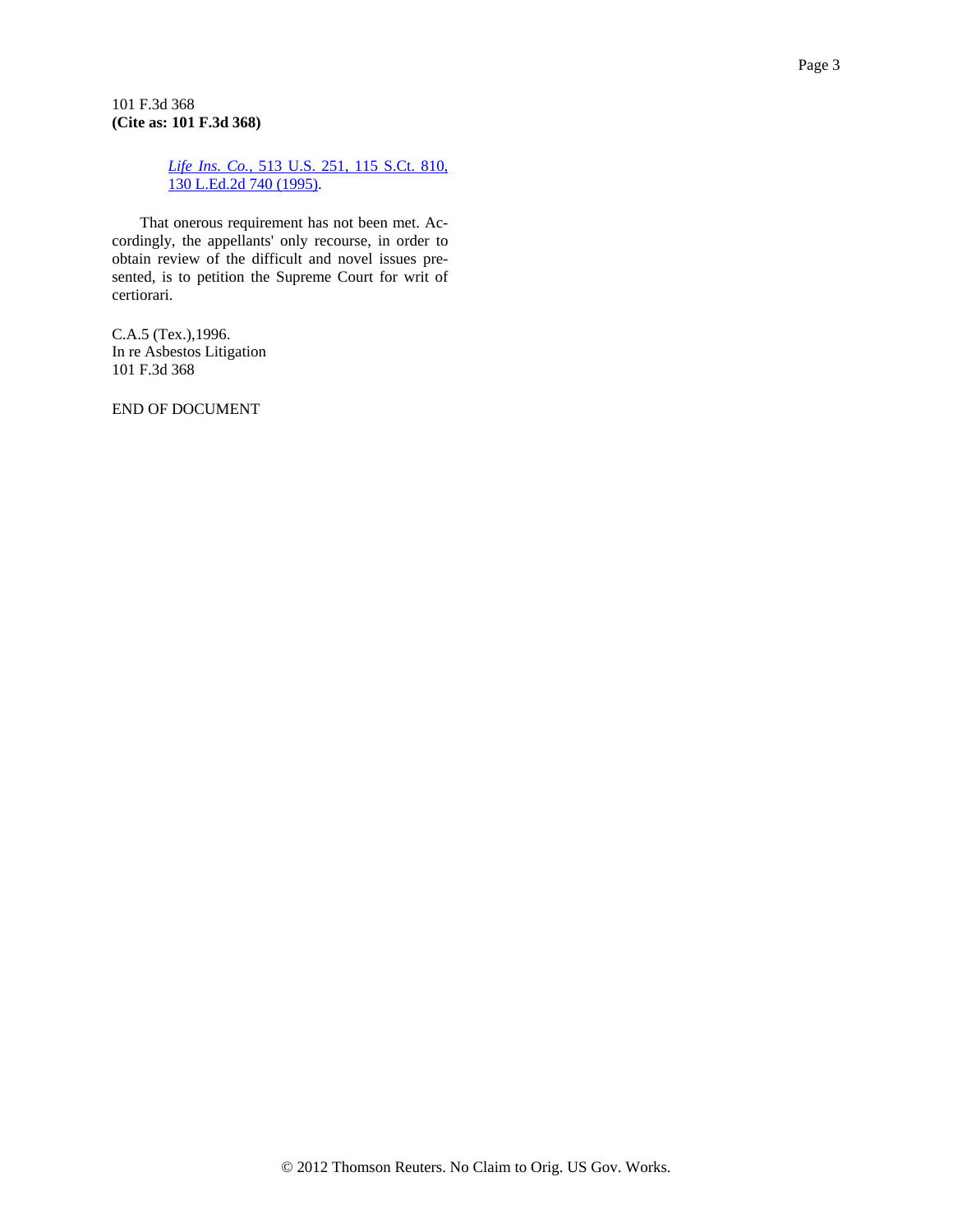*Life Ins. Co.*, 513 U.S. 251, 115 S.Ct. 810, 130 L.Ed.2d 740 (1995).

That onerous requirement has not been met. Accordingly, the appellants' only recourse, in order to obtain review of the difficult and novel issues presented, is to petition the Supreme Court for writ of certiorari.

C.A.5 (Tex.),1996.
In re Asbestos Litigation
101 F.3d 368

END OF DOCUMENT